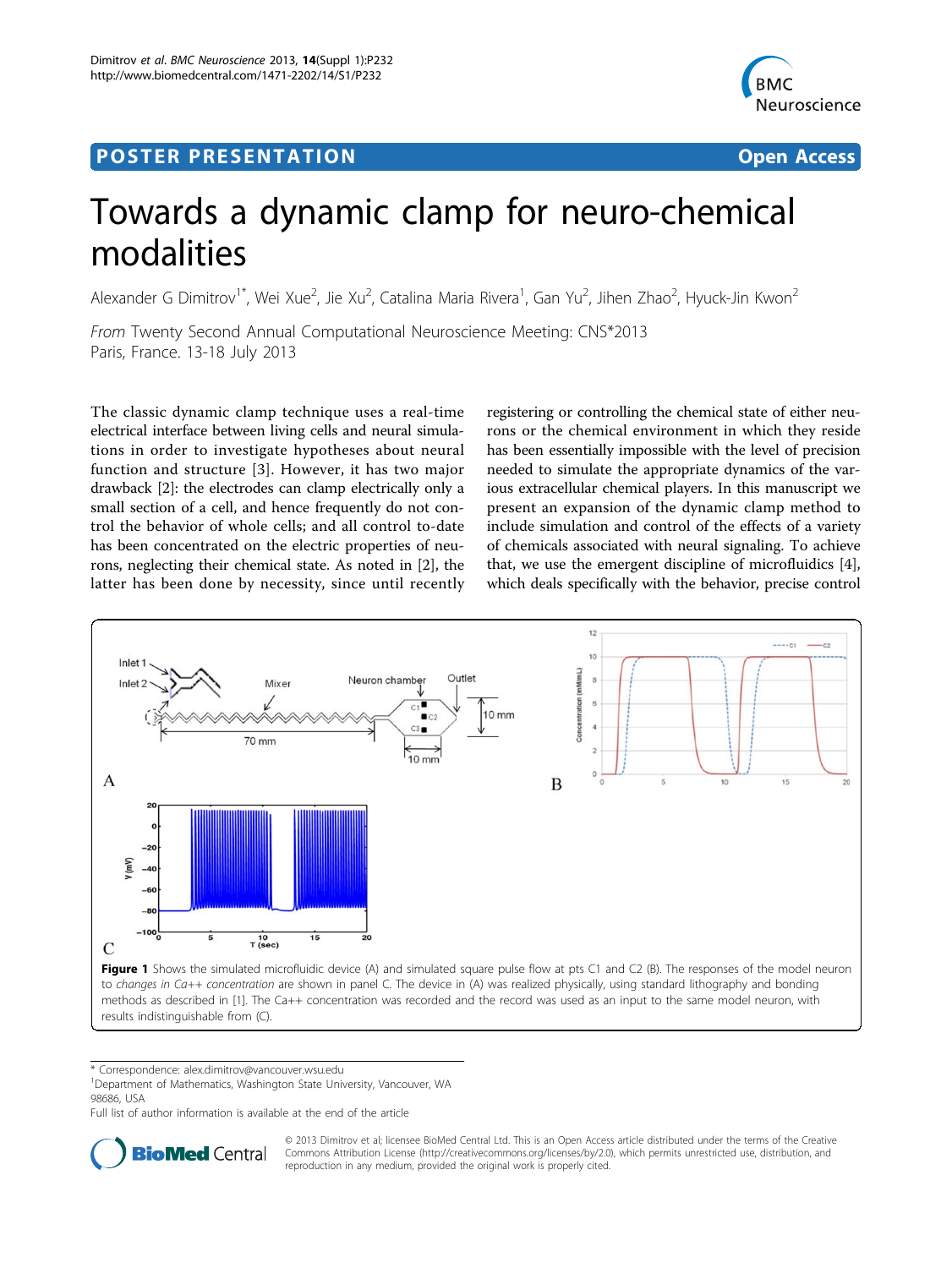POSTER PRESENTATION

Open Access

# Towards a dynamic clamp for neuro-chemical modalities

Alexander G Dimitrov[1*], Wei Xue[2], Jie Xu[2], Catalina Maria Rivera[1], Gan Yu[2], Jihen Zhao[2], Hyuck-Jin Kwon[2]

*From* Twenty Second Annual Computational Neuroscience Meeting: CNS*2013
Paris, France. 13-18 July 2013

The classic dynamic clamp technique uses a real-time electrical interface between living cells and neural simulations in order to investigate hypotheses about neural function and structure [3]. However, it has two major drawback [2]: the electrodes can clamp electrically only a small section of a cell, and hence frequently do not control the behavior of whole cells; and all control to-date has been concentrated on the electric properties of neurons, neglecting their chemical state. As noted in [2], the latter has been done by necessity, since until recently registering or controlling the chemical state of either neurons or the chemical environment in which they reside has been essentially impossible with the level of precision needed to simulate the appropriate dynamics of the various extracellular chemical players. In this manuscript we present an expansion of the dynamic clamp method to include simulation and control of the effects of a variety of chemicals associated with neural signaling. To achieve that, we use the emergent discipline of microfluidics [4], which deals specifically with the behavior, precise control

**Figure 1** Shows the simulated microfluidic device (A) and simulated square pulse flow at pts C1 and C2 (B). The responses of the model neuron to *changes in Ca++ concentration* are shown in panel C. The device in (A) was realized physically, using standard lithography and bonding methods as described in [1]. The Ca++ concentration was recorded and the record was used as an input to the same model neuron, with results indistinguishable from (C).

* Correspondence: alex.dimitrov@vancouver.wsu.edu
[1]Department of Mathematics, Washington State University, Vancouver, WA 98686, USA
Full list of author information is available at the end of the article

© 2013 Dimitrov et al; licensee BioMed Central Ltd. This is an Open Access article distributed under the terms of the Creative Commons Attribution License (http://creativecommons.org/licenses/by/2.0), which permits unrestricted use, distribution, and reproduction in any medium, provided the original work is properly cited.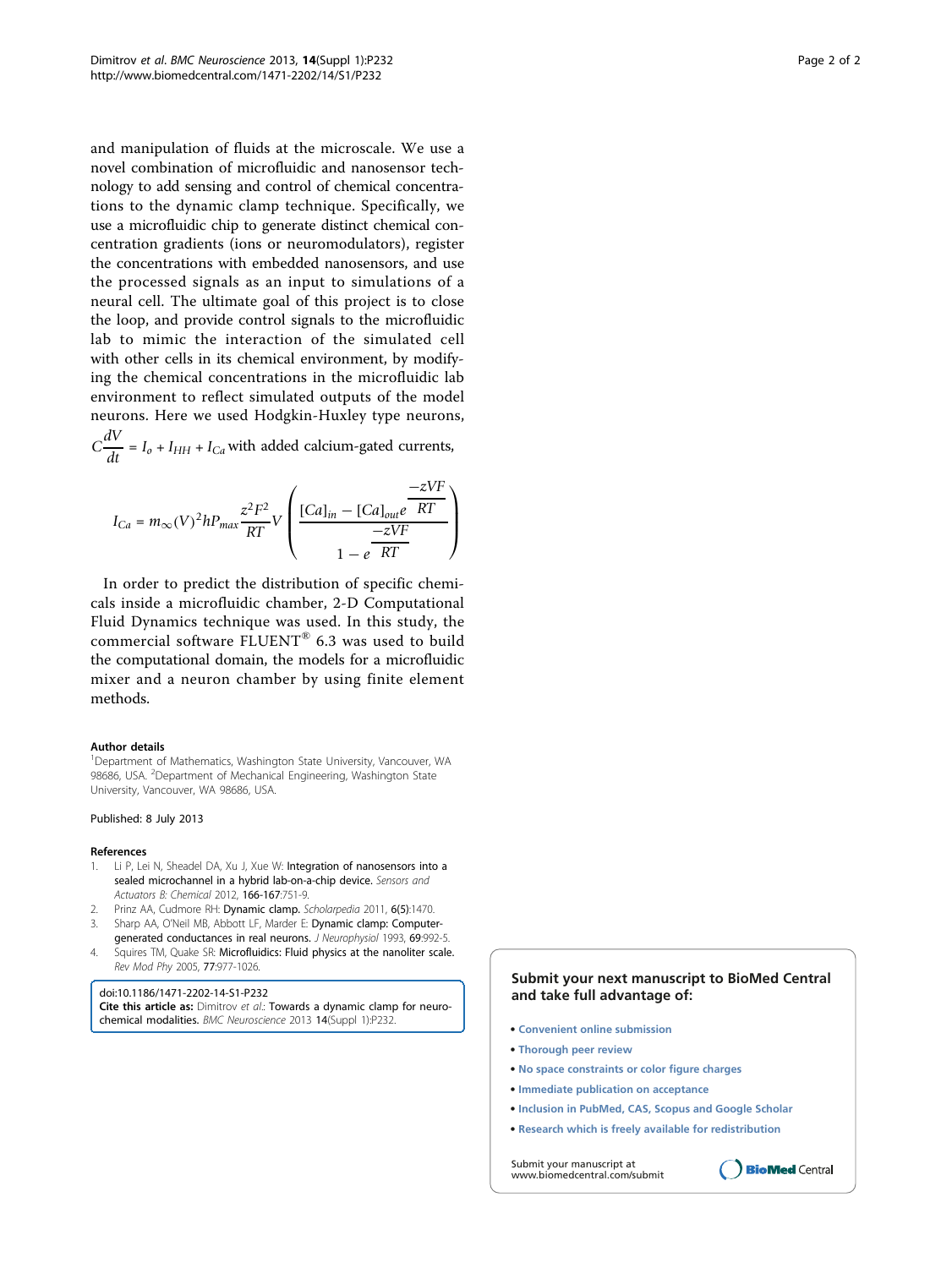and manipulation of fluids at the microscale. We use a novel combination of microfluidic and nanosensor technology to add sensing and control of chemical concentrations to the dynamic clamp technique. Specifically, we use a microfluidic chip to generate distinct chemical concentration gradients (ions or neuromodulators), register the concentrations with embedded nanosensors, and use the processed signals as an input to simulations of a neural cell. The ultimate goal of this project is to close the loop, and provide control signals to the microfluidic lab to mimic the interaction of the simulated cell with other cells in its chemical environment, by modifying the chemical concentrations in the microfluidic lab environment to reflect simulated outputs of the model neurons. Here we used Hodgkin-Huxley type neurons, $C\frac{dV}{dt} = I_o + I_{HH} + I_{Ca}$ with added calcium-gated currents,

$$I_{Ca} = m_\infty(V)^2 h P_{max} \frac{z^2F^2}{RT} V \left( \frac{[Ca]_{in} - [Ca]_{out} e^{\frac{-zVF}{RT}}}{1 - e^{\frac{-zVF}{RT}}} \right)$$

In order to predict the distribution of specific chemicals inside a microfluidic chamber, 2-D Computational Fluid Dynamics technique was used. In this study, the commercial software FLUENT® 6.3 was used to build the computational domain, the models for a microfluidic mixer and a neuron chamber by using finite element methods.

#### Author details

[1]Department of Mathematics, Washington State University, Vancouver, WA 98686, USA. [2]Department of Mechanical Engineering, Washington State University, Vancouver, WA 98686, USA.

Published: 8 July 2013

#### References

1. Li P, Lei N, Sheadel DA, Xu J, Xue W: **Integration of nanosensors into a sealed microchannel in a hybrid lab-on-a-chip device.** *Sensors and Actuators B: Chemical* 2012, **166-167**:751-9.
2. Prinz AA, Cudmore RH: **Dynamic clamp.** *Scholarpedia* 2011, **6(5)**:1470.
3. Sharp AA, O'Neil MB, Abbott LF, Marder E: **Dynamic clamp: Computer-generated conductances in real neurons.** *J Neurophysiol* 1993, **69**:992-5.
4. Squires TM, Quake SR: **Microfluidics: Fluid physics at the nanoliter scale.** *Rev Mod Phy* 2005, **77**:977-1026.

doi:10.1186/1471-2202-14-S1-P232
**Cite this article as:** Dimitrov *et al.*: Towards a dynamic clamp for neurochemical modalities. *BMC Neuroscience* 2013 **14**(Suppl 1):P232.

**Submit your next manuscript to BioMed Central and take full advantage of:**

- Convenient online submission
- Thorough peer review
- No space constraints or color figure charges
- Immediate publication on acceptance
- Inclusion in PubMed, CAS, Scopus and Google Scholar
- Research which is freely available for redistribution

Submit your manuscript at www.biomedcentral.com/submit

BioMed Central